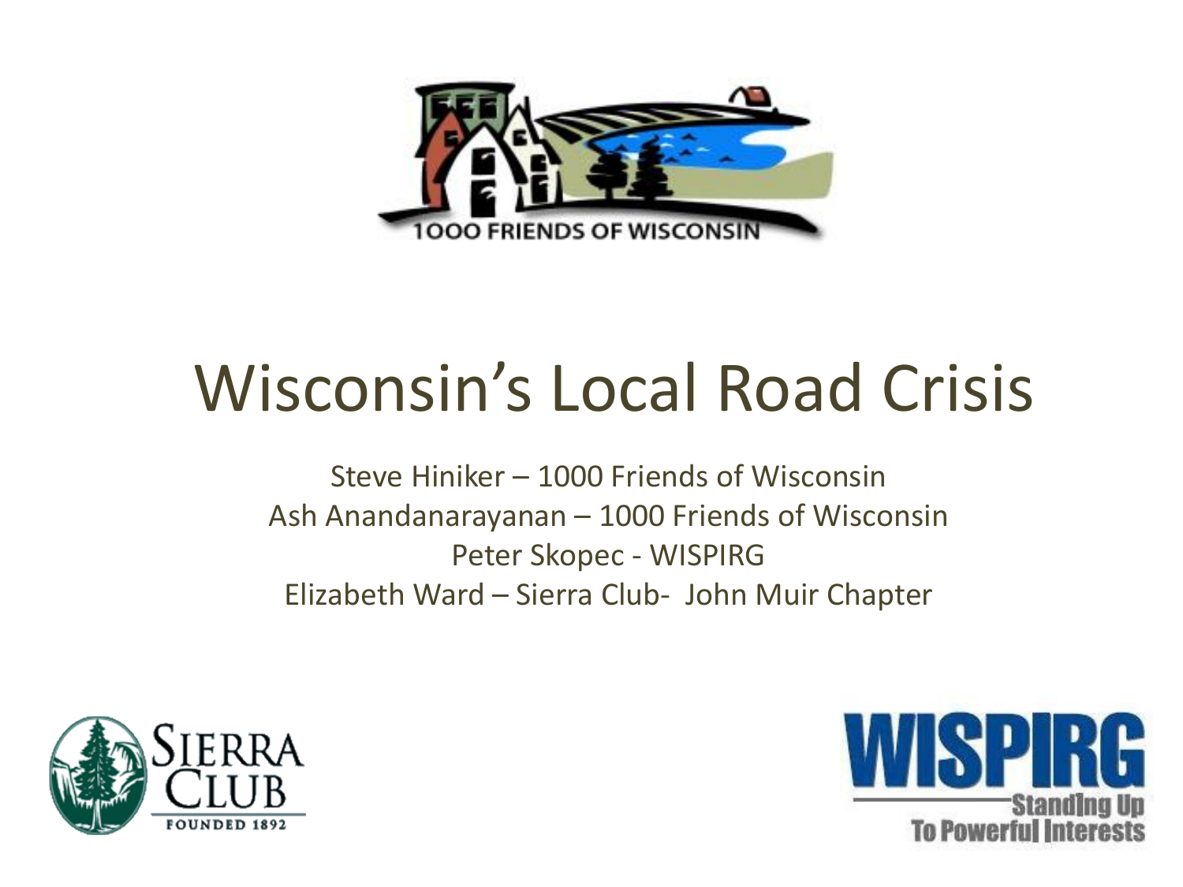# Wisconsin's Local Road Crisis

Steve Hiniker – 1000 Friends of Wisconsin
Ash Anandanarayanan – 1000 Friends of Wisconsin
Peter Skopec - WISPIRG
Elizabeth Ward – Sierra Club- John Muir Chapter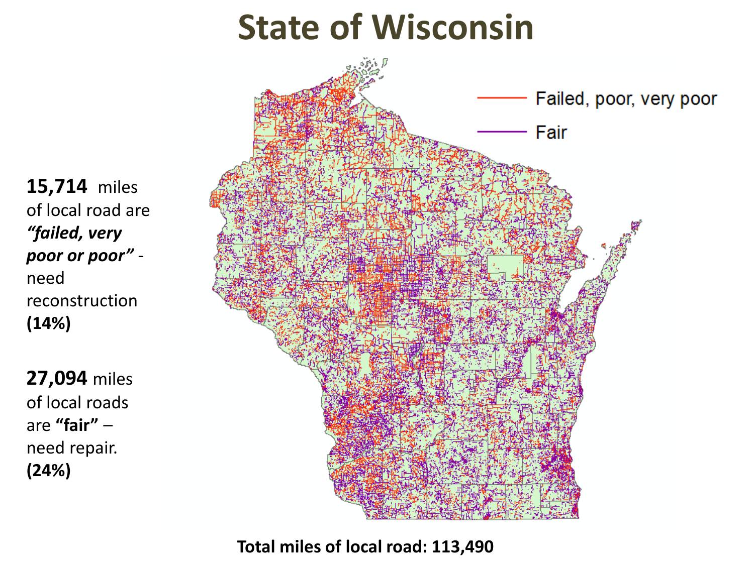# State of Wisconsin

**15,714** miles of local road are ***"failed, very poor or poor"*** - need reconstruction **(14%)**

**27,094** miles of local roads are **"fair"** – need repair. **(24%)**

Failed, poor, very poor

Fair

**Total miles of local road: 113,490**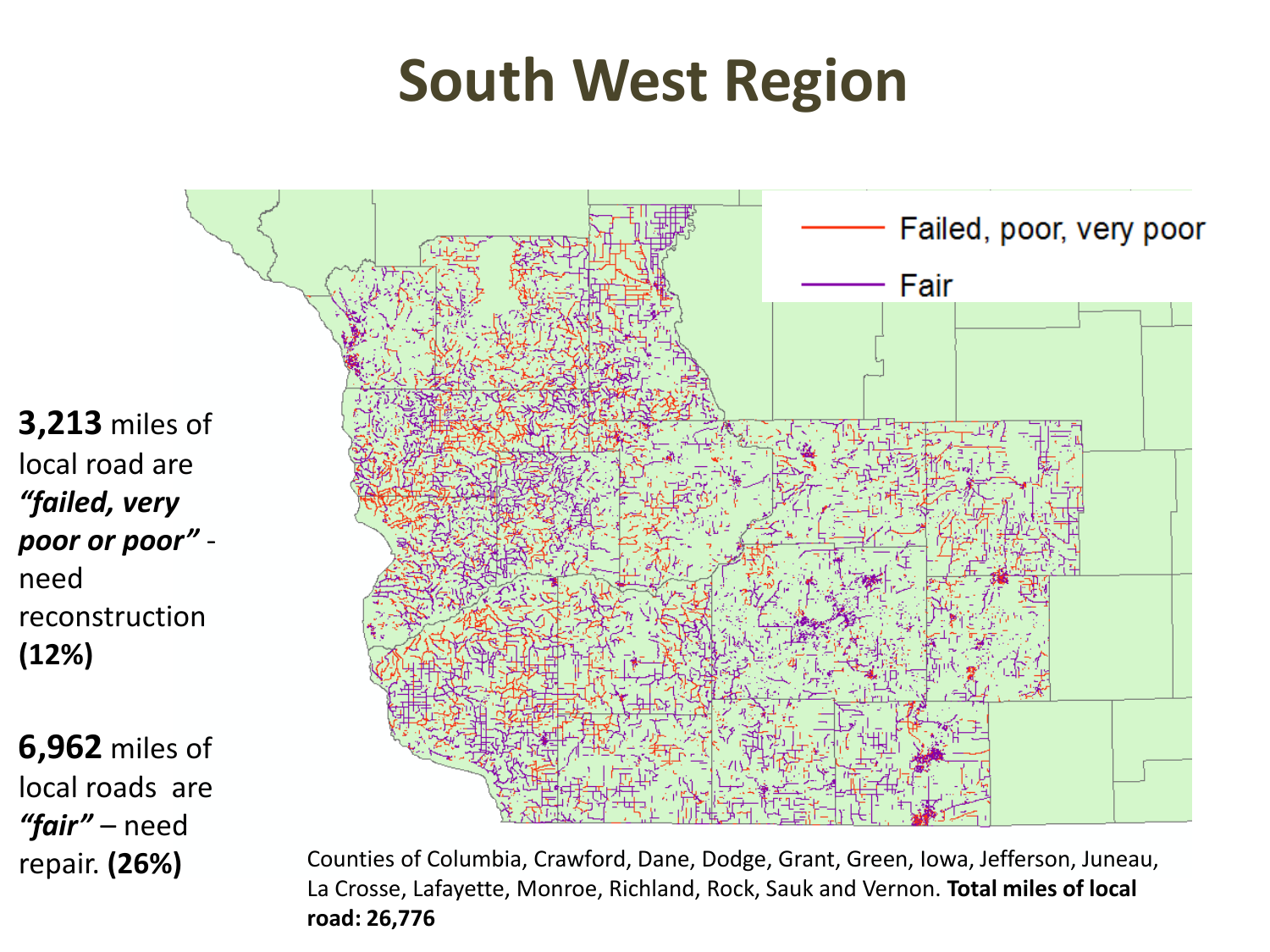# South West Region

Failed, poor, very poor

Fair

**3,213** miles of local road are ***"failed, very poor or poor"*** - need reconstruction **(12%)**

**6,962** miles of local roads are ***"fair"*** – need repair. **(26%)**

Counties of Columbia, Crawford, Dane, Dodge, Grant, Green, Iowa, Jefferson, Juneau, La Crosse, Lafayette, Monroe, Richland, Rock, Sauk and Vernon. **Total miles of local road: 26,776**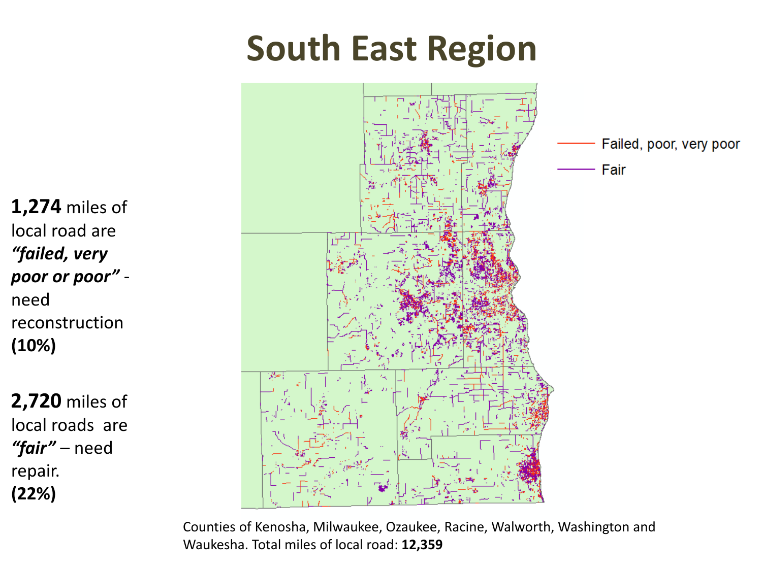# South East Region

**1,274** miles of local road are ***"failed, very poor or poor"*** - need reconstruction **(10%)**

**2,720** miles of local roads are ***"fair"*** – need repair. **(22%)**

Failed, poor, very poor

Fair

Counties of Kenosha, Milwaukee, Ozaukee, Racine, Walworth, Washington and Waukesha. Total miles of local road: **12,359**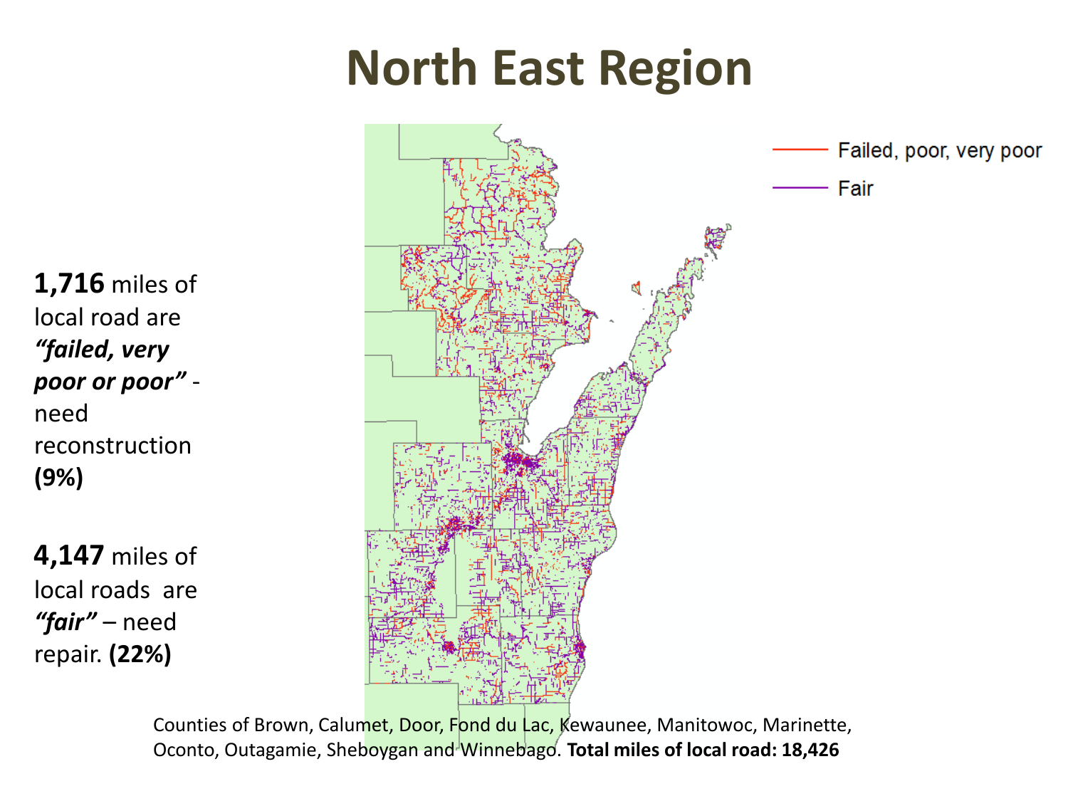# North East Region

**1,716** miles of local road are ***"failed, very poor or poor"*** - need reconstruction **(9%)**

**4,147** miles of local roads are ***"fair"*** – need repair. **(22%)**

Failed, poor, very poor

Fair

Counties of Brown, Calumet, Door, Fond du Lac, Kewaunee, Manitowoc, Marinette, Oconto, Outagamie, Sheboygan and Winnebago. **Total miles of local road: 18,426**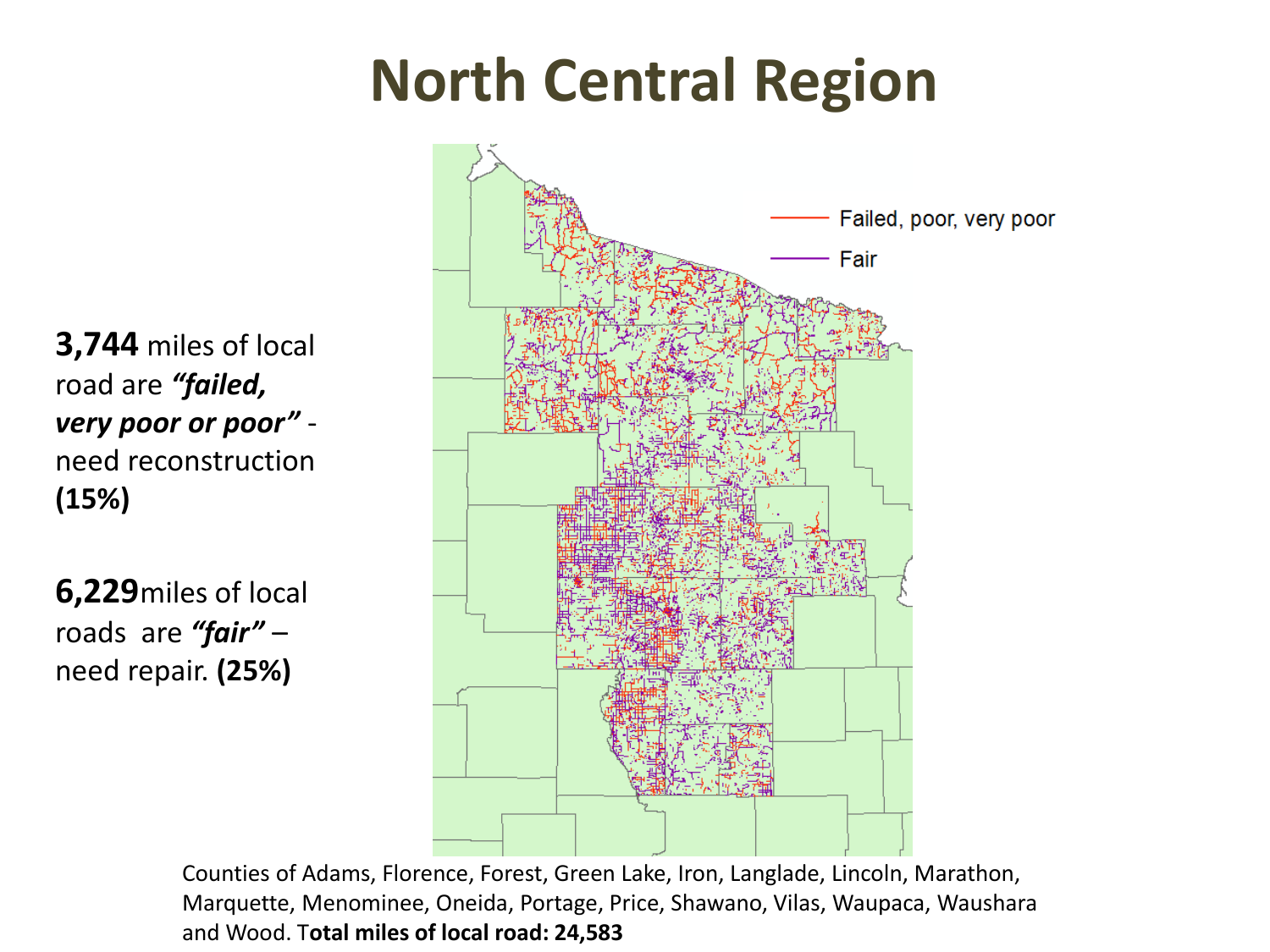# North Central Region

**3,744** miles of local road are ***"failed, very poor or poor"*** - need reconstruction **(15%)**

**6,229** miles of local roads are ***"fair"*** – need repair. **(25%)**

Failed, poor, very poor

Fair

Counties of Adams, Florence, Forest, Green Lake, Iron, Langlade, Lincoln, Marathon, Marquette, Menominee, Oneida, Portage, Price, Shawano, Vilas, Waupaca, Waushara and Wood. T**otal miles of local road: 24,583**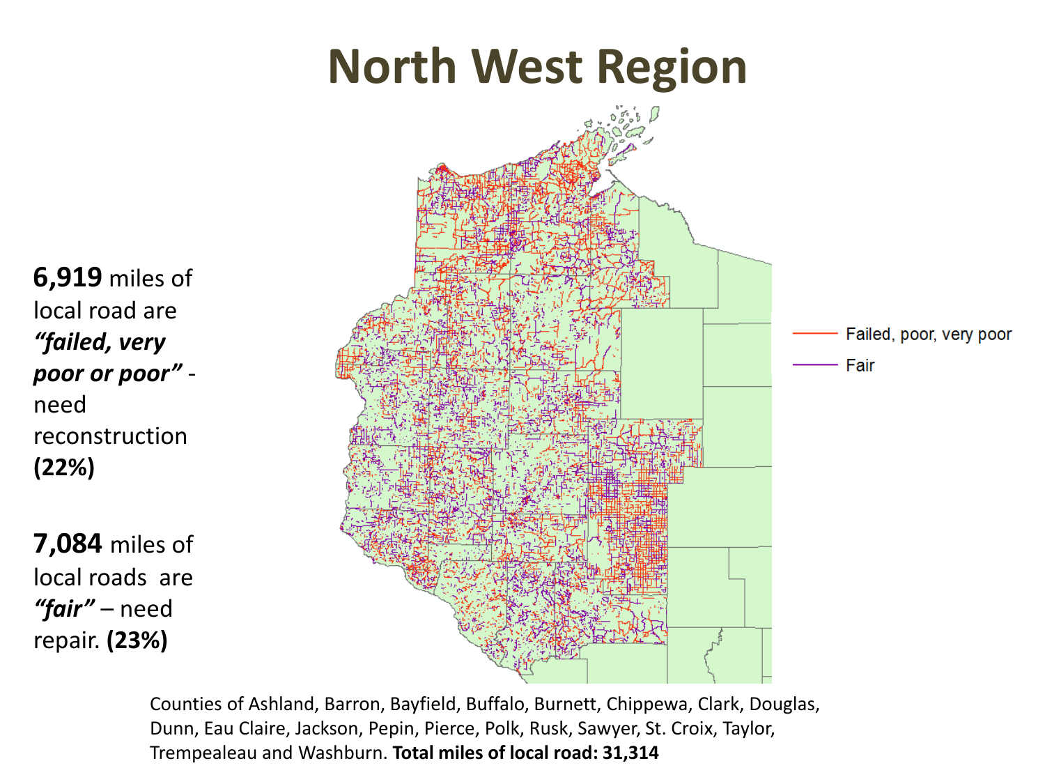# North West Region

**6,919** miles of local road are ***"failed, very poor or poor"*** - need reconstruction **(22%)**

**7,084** miles of local roads are ***"fair"*** – need repair. **(23%)**

Failed, poor, very poor

Fair

Counties of Ashland, Barron, Bayfield, Buffalo, Burnett, Chippewa, Clark, Douglas, Dunn, Eau Claire, Jackson, Pepin, Pierce, Polk, Rusk, Sawyer, St. Croix, Taylor, Trempealeau and Washburn. **Total miles of local road: 31,314**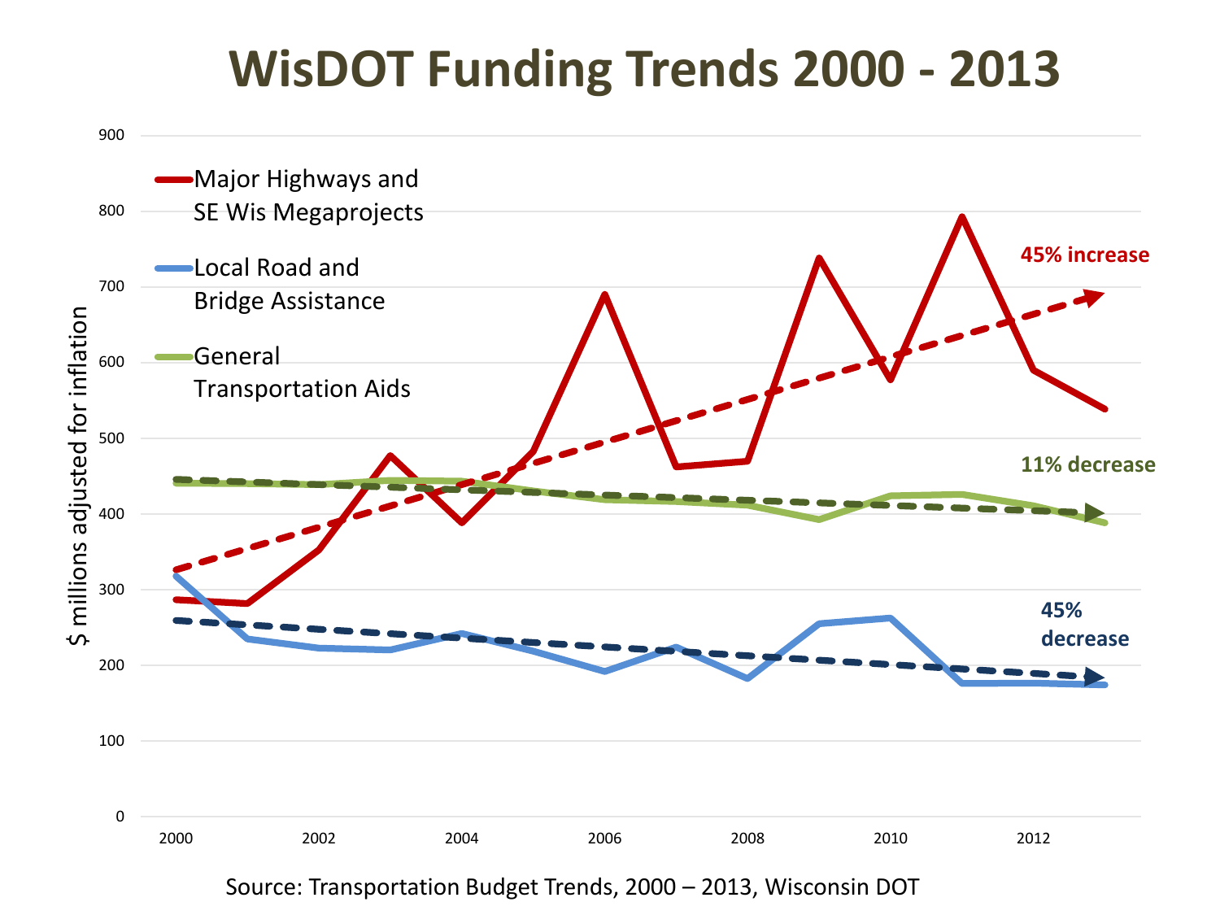# WisDOT Funding Trends 2000 - 2013

Major Highways and SE Wis Megaprojects

Local Road and Bridge Assistance

General Transportation Aids

45% increase

11% decrease

45% decrease

$ millions adjusted for inflation

0, 100, 200, 300, 400, 500, 600, 700, 800, 900

2000, 2002, 2004, 2006, 2008, 2010, 2012

Source: Transportation Budget Trends, 2000 – 2013, Wisconsin DOT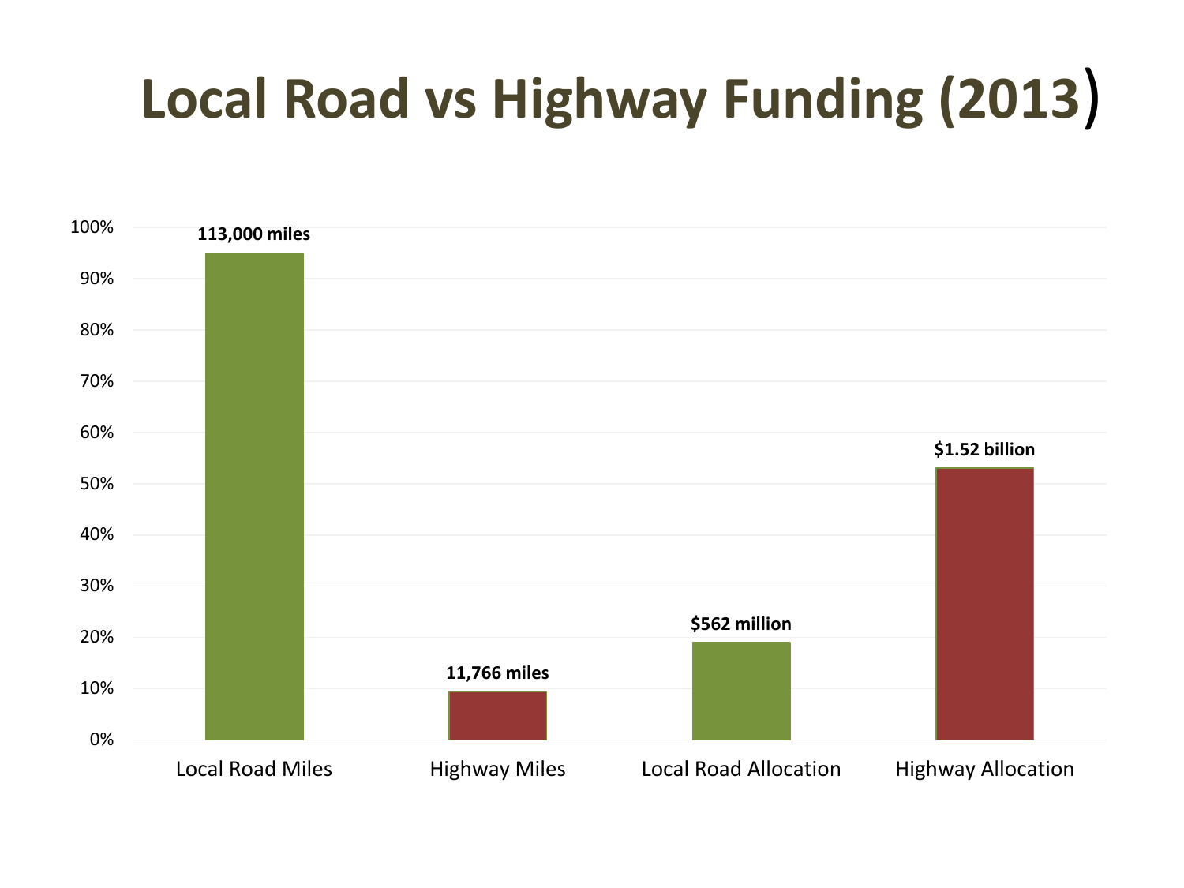# Local Road vs Highway Funding (2013)

100%
90%
80%
70%
60%
50%
40%
30%
20%
10%
0%

113,000 miles

11,766 miles

$562 million

$1.52 billion

Local Road Miles

Highway Miles

Local Road Allocation

Highway Allocation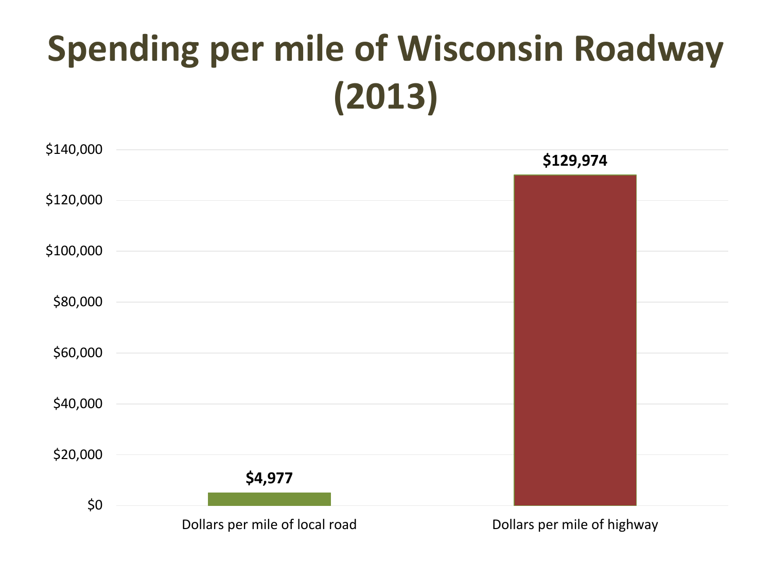# Spending per mile of Wisconsin Roadway (2013)

$140,000
$120,000
$100,000
$80,000
$60,000
$40,000
$20,000
$0

$4,977
$129,974

Dollars per mile of local road
Dollars per mile of highway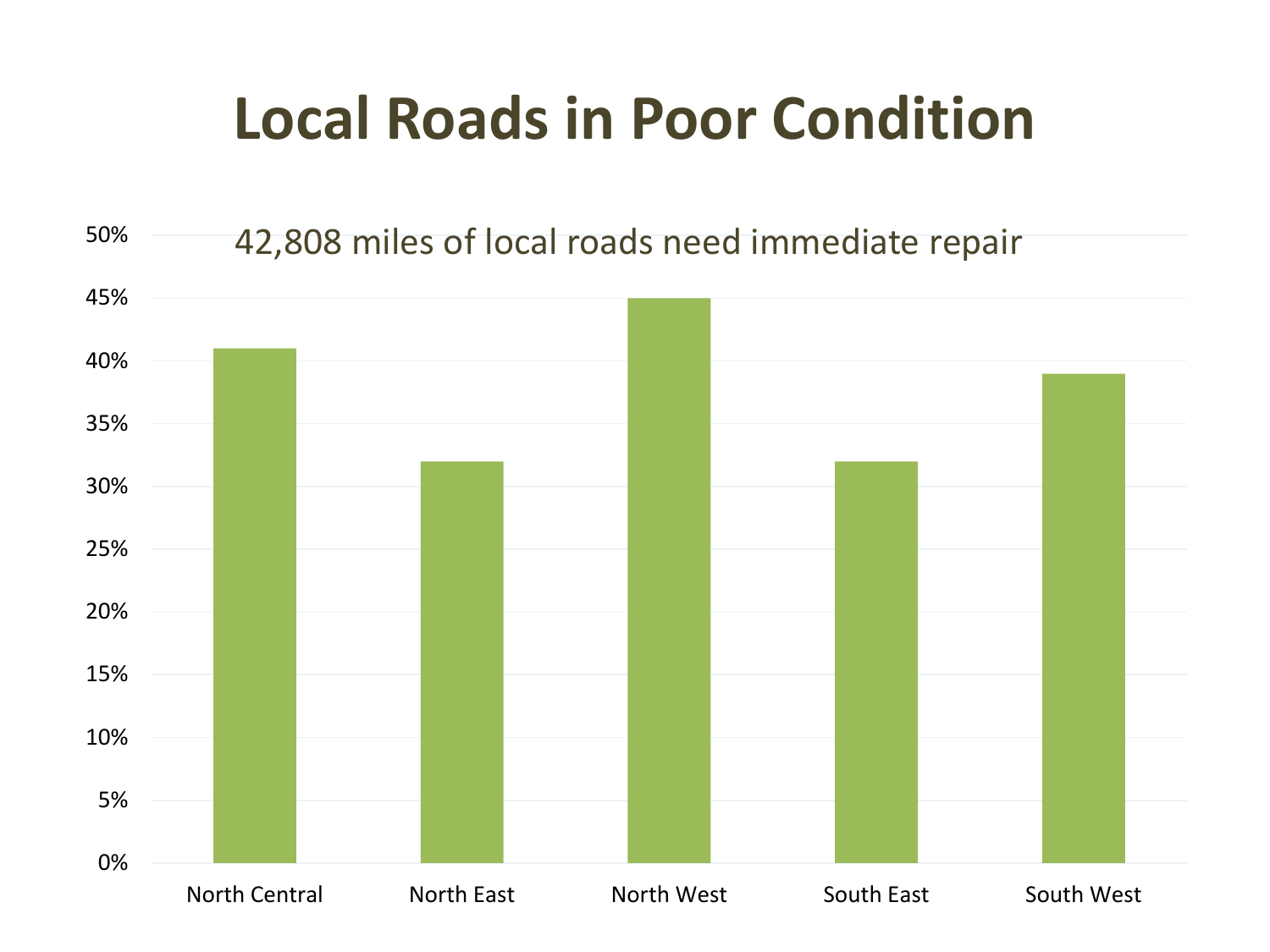# Local Roads in Poor Condition

42,808 miles of local roads need immediate repair

50%
45%
40%
35%
30%
25%
20%
15%
10%
5%
0%

North Central
North East
North West
South East
South West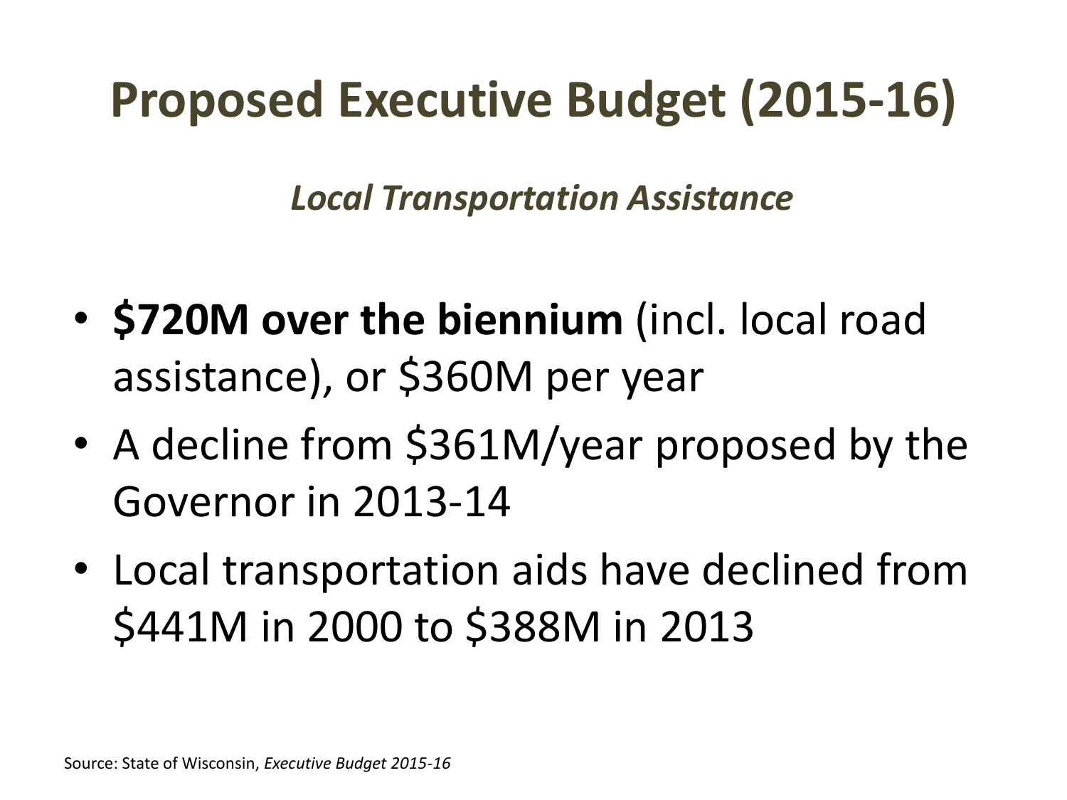# Proposed Executive Budget (2015-16)

### *Local Transportation Assistance*

- **$720M over the biennium** (incl. local road assistance), or $360M per year
- A decline from $361M/year proposed by the Governor in 2013-14
- Local transportation aids have declined from $441M in 2000 to $388M in 2013

Source: State of Wisconsin, *Executive Budget 2015-16*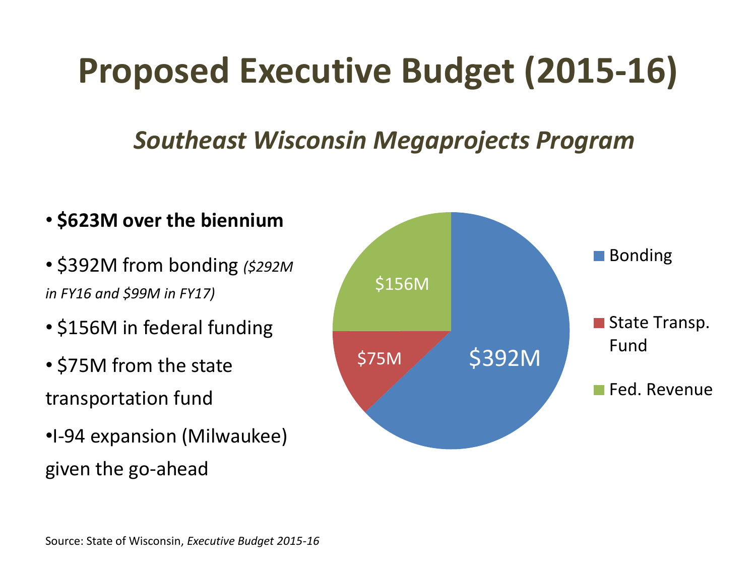# Proposed Executive Budget (2015-16)

## *Southeast Wisconsin Megaprojects Program*

- **$623M over the biennium**
- $392M from bonding *($292M in FY16 and $99M in FY17)*
- $156M in federal funding
- $75M from the state transportation fund
- I-94 expansion (Milwaukee) given the go-ahead

| Source | Amount |
| --- | --- |
| Bonding | $392M |
| State Transp. Fund | $75M |
| Fed. Revenue | $156M |

Source: State of Wisconsin, *Executive Budget 2015-16*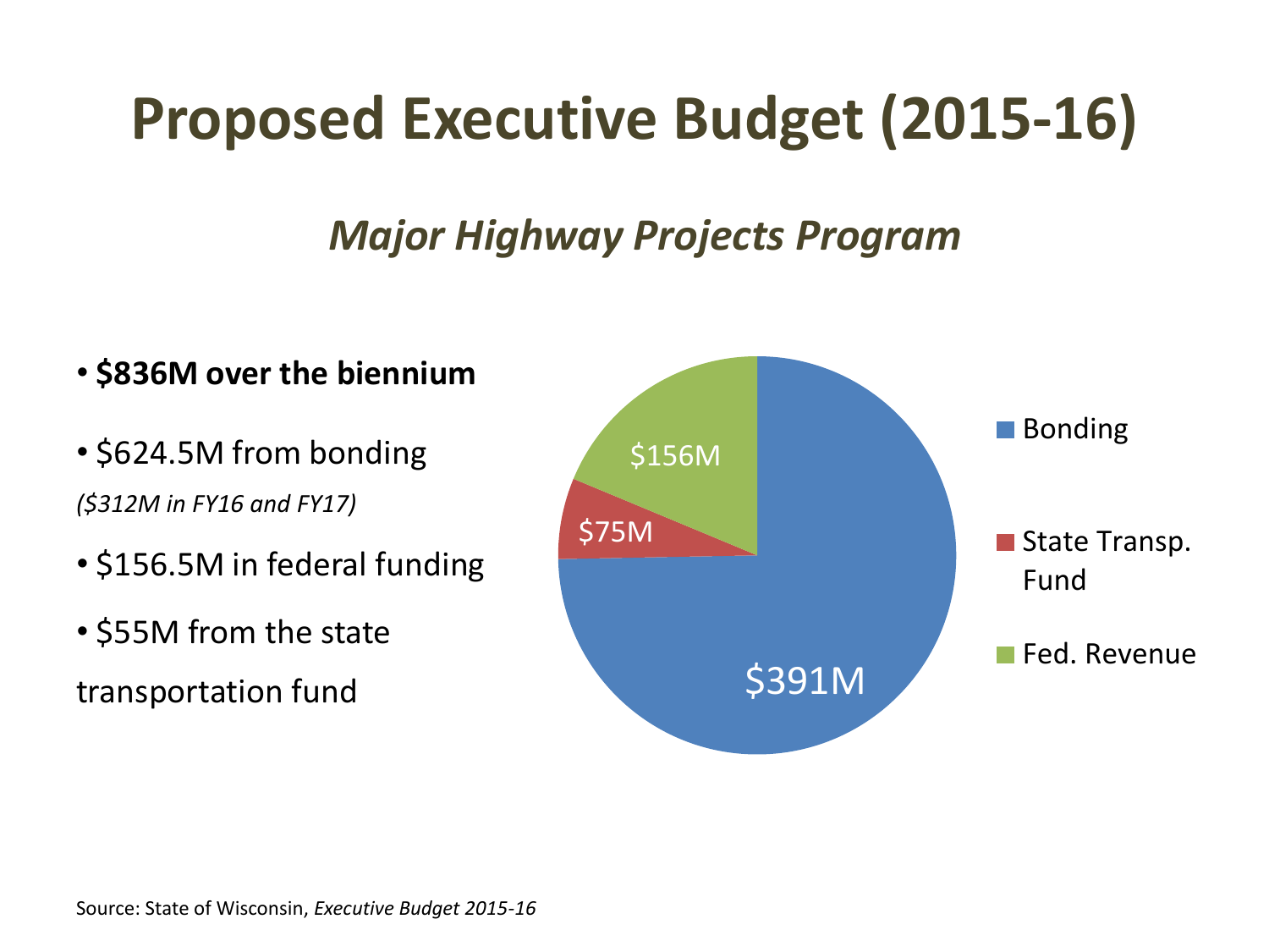# Proposed Executive Budget (2015-16)

## *Major Highway Projects Program*

- **$836M over the biennium**
- $624.5M from bonding
  *($312M in FY16 and FY17)*
- $156.5M in federal funding
- $55M from the state transportation fund

$156M

$75M

$391M

Bonding

State Transp. Fund

Fed. Revenue

Source: State of Wisconsin, *Executive Budget 2015-16*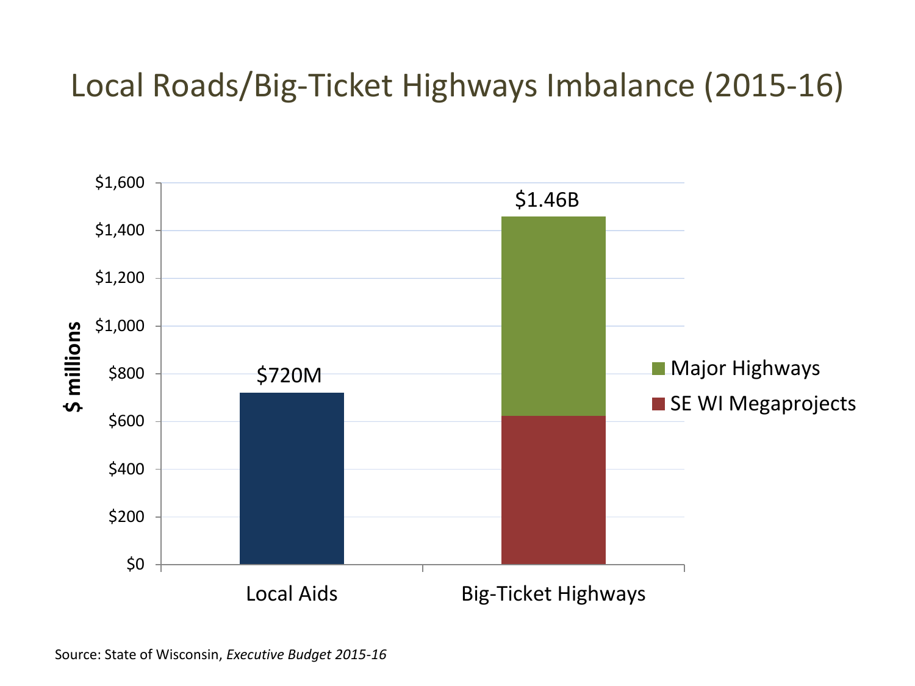# Local Roads/Big-Ticket Highways Imbalance (2015-16)

$ millions

$1,600
$1,400
$1,200
$1,000
$800
$600
$400
$200
$0

$720M

$1.46B

Local Aids

Big-Ticket Highways

Major Highways

SE WI Megaprojects

Source: State of Wisconsin, *Executive Budget 2015-16*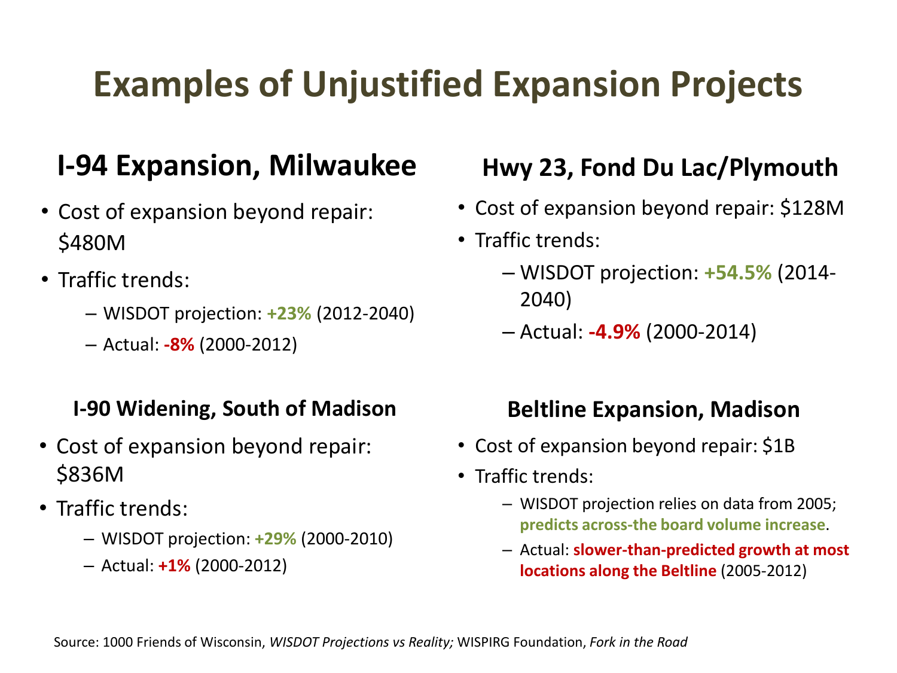# Examples of Unjustified Expansion Projects

## I-94 Expansion, Milwaukee

- Cost of expansion beyond repair: $480M
- Traffic trends:
  - WISDOT projection: **+23%** (2012-2040)
  - Actual: **-8%** (2000-2012)

## Hwy 23, Fond Du Lac/Plymouth

- Cost of expansion beyond repair: $128M
- Traffic trends:
  - WISDOT projection: **+54.5%** (2014-2040)
  - Actual: **-4.9%** (2000-2014)

### I-90 Widening, South of Madison

- Cost of expansion beyond repair: $836M
- Traffic trends:
  - WISDOT projection: **+29%** (2000-2010)
  - Actual: **+1%** (2000-2012)

### Beltline Expansion, Madison

- Cost of expansion beyond repair: $1B
- Traffic trends:
  - WISDOT projection relies on data from 2005; **predicts across-the board volume increase**.
  - Actual: **slower-than-predicted growth at most locations along the Beltline** (2005-2012)

Source: 1000 Friends of Wisconsin, *WISDOT Projections vs Reality;* WISPIRG Foundation, *Fork in the Road*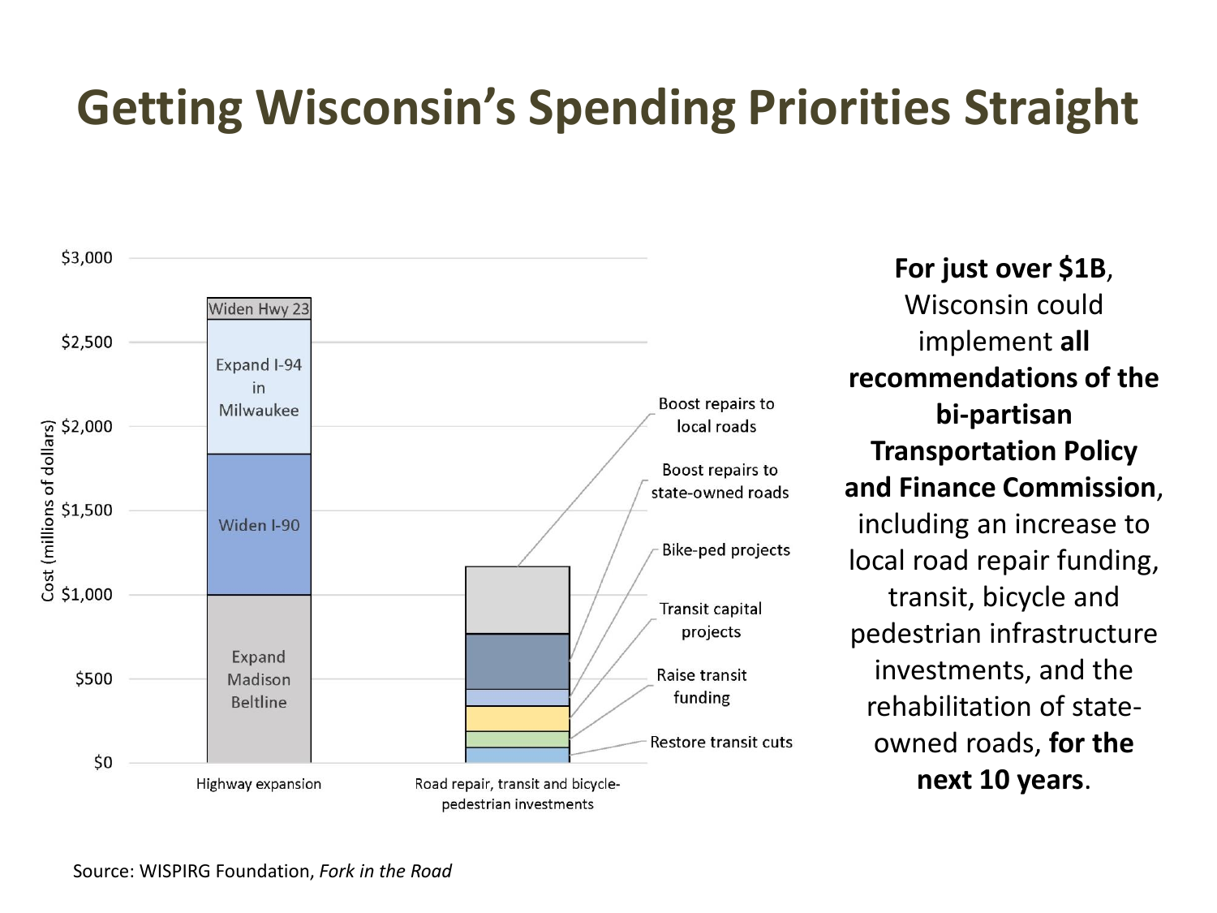# Getting Wisconsin's Spending Priorities Straight

$3,000
$2,500
$2,000
$1,500
$1,000
$500
$0

Cost (millions of dollars)

Widen Hwy 23
Expand I-94 in Milwaukee
Widen I-90
Expand Madison Beltline

Boost repairs to local roads
Boost repairs to state-owned roads
Bike-ped projects
Transit capital projects
Raise transit funding
Restore transit cuts

Highway expansion
Road repair, transit and bicycle-pedestrian investments

**For just over $1B**, Wisconsin could implement **all recommendations of the bi-partisan Transportation Policy and Finance Commission**, including an increase to local road repair funding, transit, bicycle and pedestrian infrastructure investments, and the rehabilitation of state-owned roads, **for the next 10 years**.

Source: WISPIRG Foundation, *Fork in the Road*